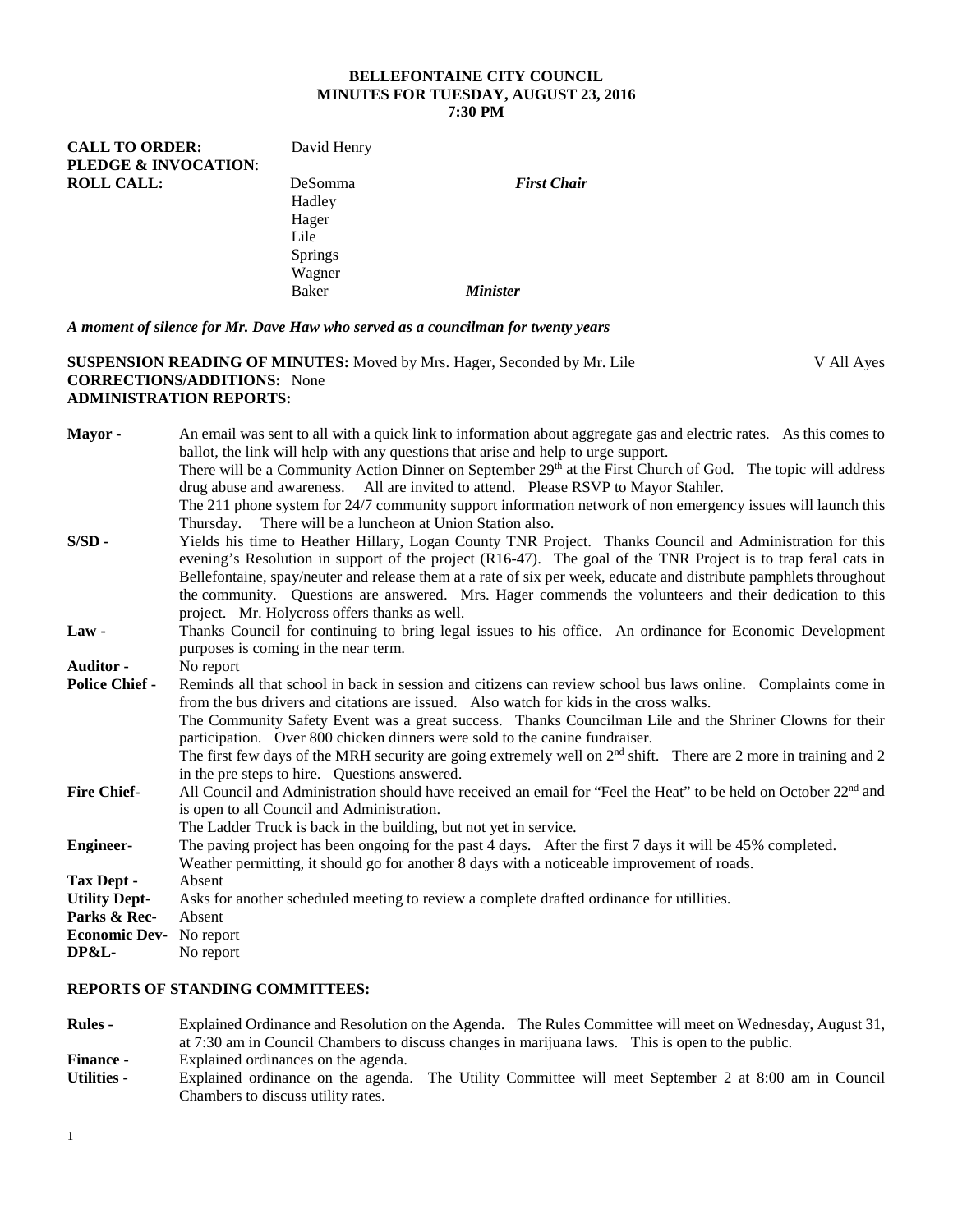**BELLEFONTAINE CITY COUNCIL**
**MINUTES FOR TUESDAY, AUGUST 23, 2016**
**7:30 PM**

**CALL TO ORDER:** David Henry
**PLEDGE & INVOCATION**:
**ROLL CALL:** DeSomma *First Chair*
Hadley
Hager
Lile
Springs
Wagner
Baker *Minister*

***A moment of silence for Mr. Dave Haw who served as a councilman for twenty years***

**SUSPENSION READING OF MINUTES:** Moved by Mrs. Hager, Seconded by Mr. Lile V All Ayes
**CORRECTIONS/ADDITIONS:** None
**ADMINISTRATION REPORTS:**

**Mayor -** An email was sent to all with a quick link to information about aggregate gas and electric rates. As this comes to ballot, the link will help with any questions that arise and help to urge support.
There will be a Community Action Dinner on September 29th at the First Church of God. The topic will address drug abuse and awareness. All are invited to attend. Please RSVP to Mayor Stahler.
The 211 phone system for 24/7 community support information network of non emergency issues will launch this Thursday. There will be a luncheon at Union Station also.

**S/SD -** Yields his time to Heather Hillary, Logan County TNR Project. Thanks Council and Administration for this evening's Resolution in support of the project (R16-47). The goal of the TNR Project is to trap feral cats in Bellefontaine, spay/neuter and release them at a rate of six per week, educate and distribute pamphlets throughout the community. Questions are answered. Mrs. Hager commends the volunteers and their dedication to this project. Mr. Holycross offers thanks as well.

**Law -** Thanks Council for continuing to bring legal issues to his office. An ordinance for Economic Development purposes is coming in the near term.

**Auditor -** No report

**Police Chief -** Reminds all that school in back in session and citizens can review school bus laws online. Complaints come in from the bus drivers and citations are issued. Also watch for kids in the cross walks.
The Community Safety Event was a great success. Thanks Councilman Lile and the Shriner Clowns for their participation. Over 800 chicken dinners were sold to the canine fundraiser.
The first few days of the MRH security are going extremely well on 2nd shift. There are 2 more in training and 2 in the pre steps to hire. Questions answered.

**Fire Chief-** All Council and Administration should have received an email for "Feel the Heat" to be held on October 22nd and is open to all Council and Administration.
The Ladder Truck is back in the building, but not yet in service.

**Engineer-** The paving project has been ongoing for the past 4 days. After the first 7 days it will be 45% completed. Weather permitting, it should go for another 8 days with a noticeable improvement of roads.

**Tax Dept -** Absent

**Utility Dept-** Asks for another scheduled meeting to review a complete drafted ordinance for utillities.

**Parks & Rec-** Absent

**Economic Dev-** No report

**DP&L-** No report

**REPORTS OF STANDING COMMITTEES:**

**Rules -** Explained Ordinance and Resolution on the Agenda. The Rules Committee will meet on Wednesday, August 31, at 7:30 am in Council Chambers to discuss changes in marijuana laws. This is open to the public.

**Finance -** Explained ordinances on the agenda.

**Utilities -** Explained ordinance on the agenda. The Utility Committee will meet September 2 at 8:00 am in Council Chambers to discuss utility rates.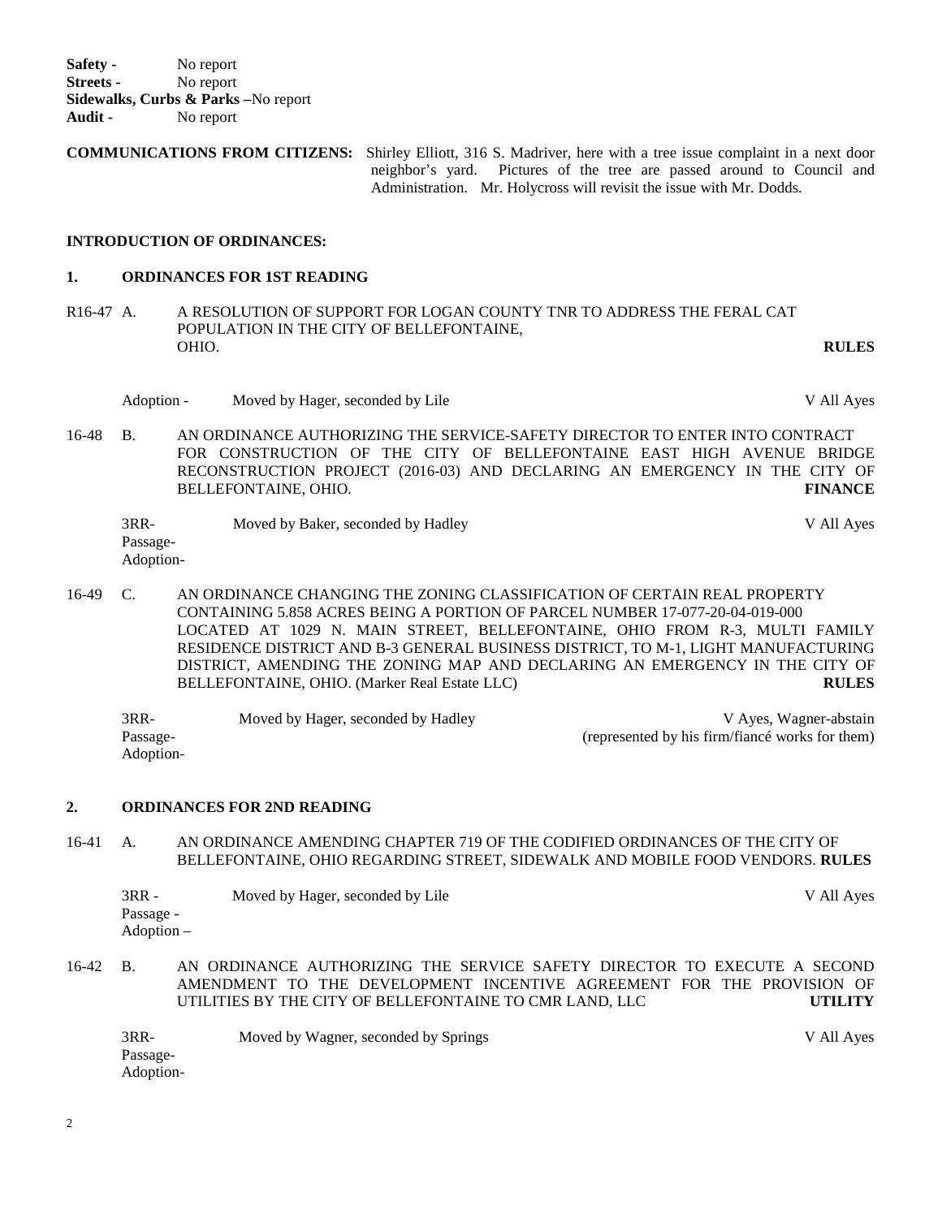**Safety -** No report
**Streets -** No report
**Sidewalks, Curbs & Parks –**No report
**Audit -** No report

**COMMUNICATIONS FROM CITIZENS:** Shirley Elliott, 316 S. Madriver, here with a tree issue complaint in a next door neighbor's yard. Pictures of the tree are passed around to Council and Administration. Mr. Holycross will revisit the issue with Mr. Dodds.

**INTRODUCTION OF ORDINANCES:**

**1. ORDINANCES FOR 1ST READING**

R16-47 A. A RESOLUTION OF SUPPORT FOR LOGAN COUNTY TNR TO ADDRESS THE FERAL CAT POPULATION IN THE CITY OF BELLEFONTAINE, OHIO. **RULES**

Adoption - Moved by Hager, seconded by Lile — V All Ayes

16-48 B. AN ORDINANCE AUTHORIZING THE SERVICE-SAFETY DIRECTOR TO ENTER INTO CONTRACT FOR CONSTRUCTION OF THE CITY OF BELLEFONTAINE EAST HIGH AVENUE BRIDGE RECONSTRUCTION PROJECT (2016-03) AND DECLARING AN EMERGENCY IN THE CITY OF BELLEFONTAINE, OHIO. **FINANCE**

3RR-
Passage-
Adoption- Moved by Baker, seconded by Hadley — V All Ayes

16-49 C. AN ORDINANCE CHANGING THE ZONING CLASSIFICATION OF CERTAIN REAL PROPERTY CONTAINING 5.858 ACRES BEING A PORTION OF PARCEL NUMBER 17-077-20-04-019-000 LOCATED AT 1029 N. MAIN STREET, BELLEFONTAINE, OHIO FROM R-3, MULTI FAMILY RESIDENCE DISTRICT AND B-3 GENERAL BUSINESS DISTRICT, TO M-1, LIGHT MANUFACTURING DISTRICT, AMENDING THE ZONING MAP AND DECLARING AN EMERGENCY IN THE CITY OF BELLEFONTAINE, OHIO. (Marker Real Estate LLC) **RULES**

3RR-
Passage-
Adoption- Moved by Hager, seconded by Hadley — V Ayes, Wagner-abstain (represented by his firm/fiancé works for them)

**2. ORDINANCES FOR 2ND READING**

16-41 A. AN ORDINANCE AMENDING CHAPTER 719 OF THE CODIFIED ORDINANCES OF THE CITY OF BELLEFONTAINE, OHIO REGARDING STREET, SIDEWALK AND MOBILE FOOD VENDORS. **RULES**

3RR -
Passage -
Adoption – Moved by Hager, seconded by Lile — V All Ayes

16-42 B. AN ORDINANCE AUTHORIZING THE SERVICE SAFETY DIRECTOR TO EXECUTE A SECOND AMENDMENT TO THE DEVELOPMENT INCENTIVE AGREEMENT FOR THE PROVISION OF UTILITIES BY THE CITY OF BELLEFONTAINE TO CMR LAND, LLC **UTILITY**

3RR-
Passage-
Adoption- Moved by Wagner, seconded by Springs — V All Ayes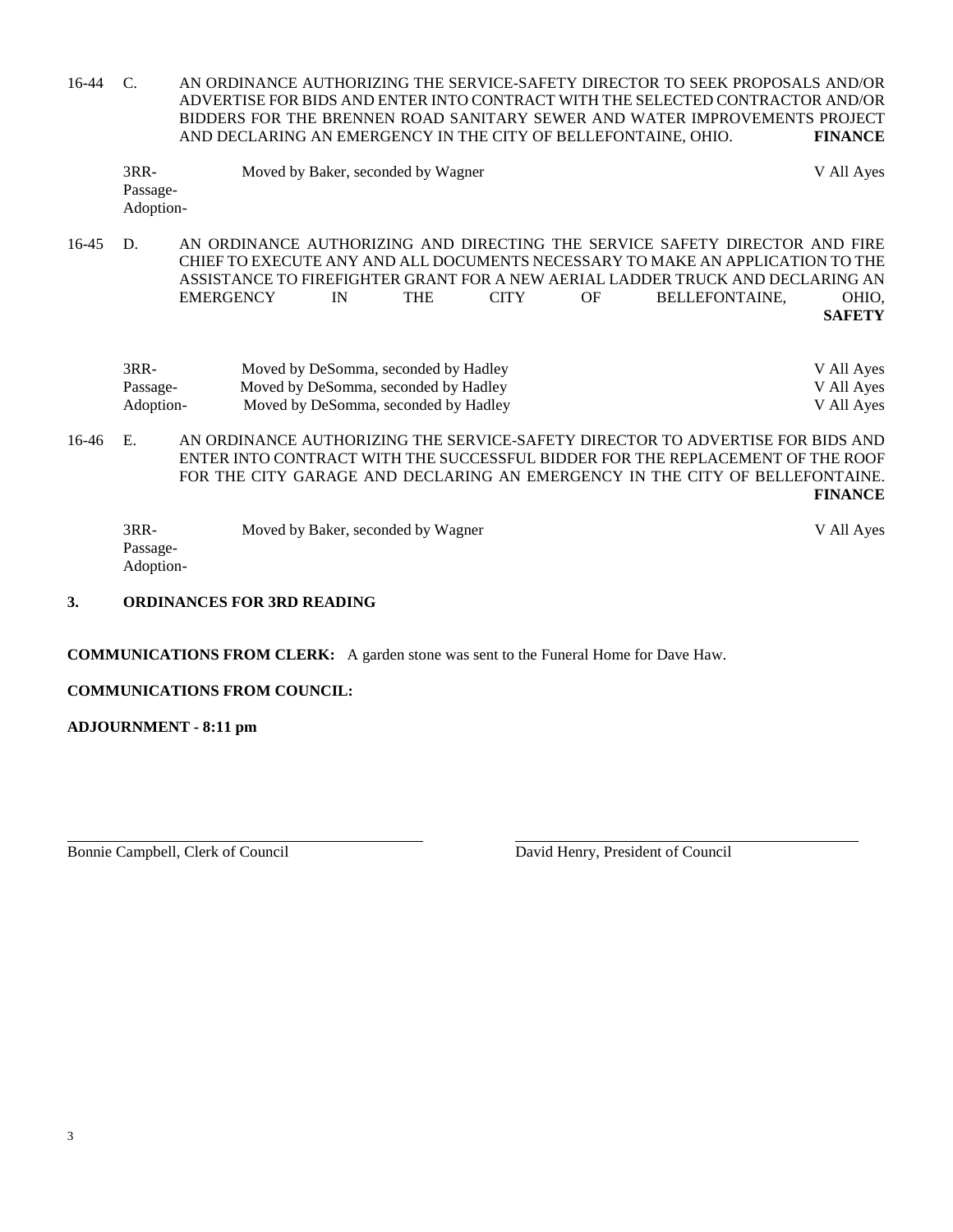16-44 C. AN ORDINANCE AUTHORIZING THE SERVICE-SAFETY DIRECTOR TO SEEK PROPOSALS AND/OR ADVERTISE FOR BIDS AND ENTER INTO CONTRACT WITH THE SELECTED CONTRACTOR AND/OR BIDDERS FOR THE BRENNEN ROAD SANITARY SEWER AND WATER IMPROVEMENTS PROJECT AND DECLARING AN EMERGENCY IN THE CITY OF BELLEFONTAINE, OHIO. **FINANCE**

| | | |
|---|---|---|
| 3RR- | Moved by Baker, seconded by Wagner | V All Ayes |
| Passage- | | |
| Adoption- | | |

16-45 D. AN ORDINANCE AUTHORIZING AND DIRECTING THE SERVICE SAFETY DIRECTOR AND FIRE CHIEF TO EXECUTE ANY AND ALL DOCUMENTS NECESSARY TO MAKE AN APPLICATION TO THE ASSISTANCE TO FIREFIGHTER GRANT FOR A NEW AERIAL LADDER TRUCK AND DECLARING AN EMERGENCY IN THE CITY OF BELLEFONTAINE, OHIO, **SAFETY**

| | | |
|---|---|---|
| 3RR- | Moved by DeSomma, seconded by Hadley | V All Ayes |
| Passage- | Moved by DeSomma, seconded by Hadley | V All Ayes |
| Adoption- | Moved by DeSomma, seconded by Hadley | V All Ayes |

16-46 E. AN ORDINANCE AUTHORIZING THE SERVICE-SAFETY DIRECTOR TO ADVERTISE FOR BIDS AND ENTER INTO CONTRACT WITH THE SUCCESSFUL BIDDER FOR THE REPLACEMENT OF THE ROOF FOR THE CITY GARAGE AND DECLARING AN EMERGENCY IN THE CITY OF BELLEFONTAINE. **FINANCE**

| | | |
|---|---|---|
| 3RR- | Moved by Baker, seconded by Wagner | V All Ayes |
| Passage- | | |
| Adoption- | | |

**3. ORDINANCES FOR 3RD READING**

**COMMUNICATIONS FROM CLERK:** A garden stone was sent to the Funeral Home for Dave Haw.

**COMMUNICATIONS FROM COUNCIL:**

**ADJOURNMENT - 8:11 pm**

Bonnie Campbell, Clerk of Council

David Henry, President of Council